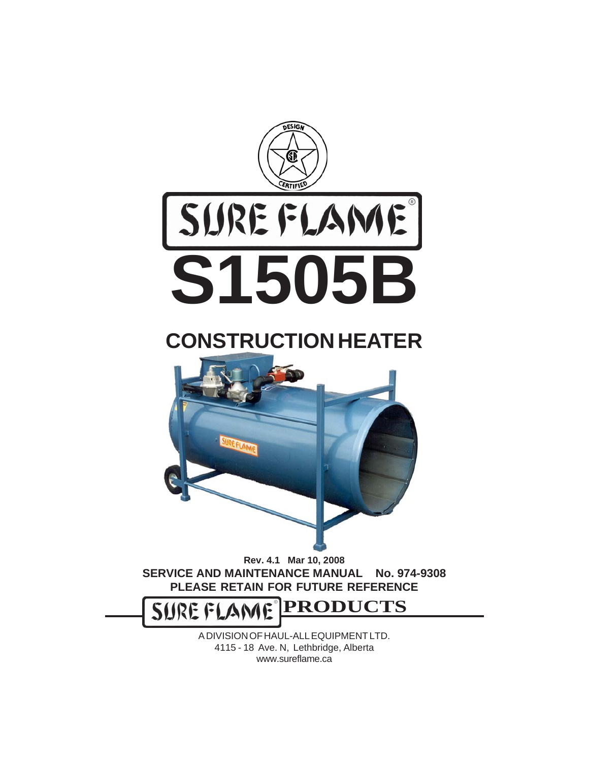DESIGN CERTIFIED

# SURE FLAME®

# S1505B

## CONSTRUCTION HEATER

**Rev. 4.1 Mar 10, 2008**

**SERVICE AND MAINTENANCE MANUAL No. 974-9308**

**PLEASE RETAIN FOR FUTURE REFERENCE**

**SURE FLAME® PRODUCTS**

A DIVISION OF HAUL-ALL EQUIPMENT LTD.
4115 - 18 Ave. N, Lethbridge, Alberta
www.sureflame.ca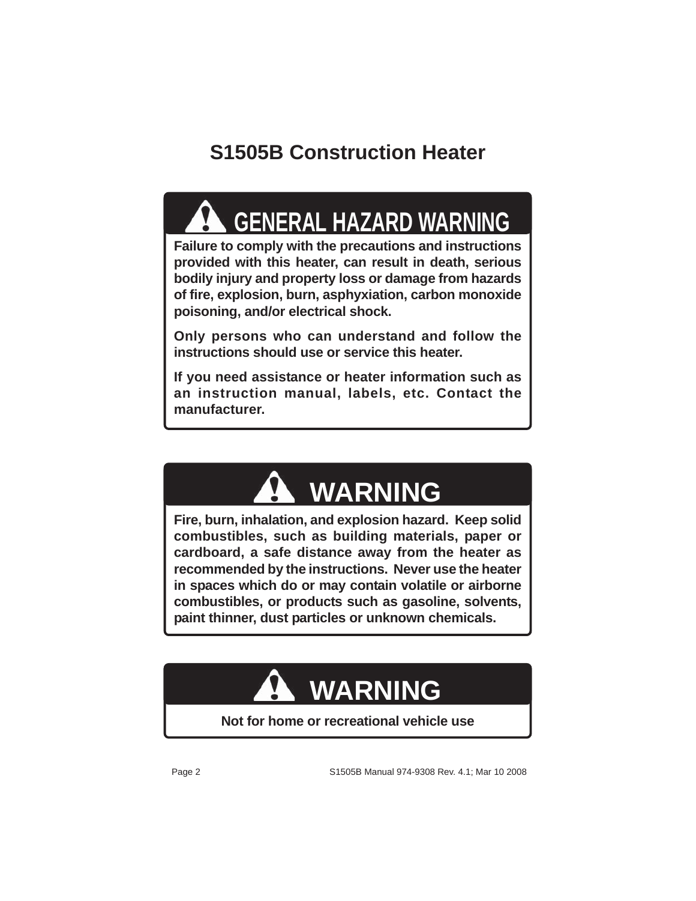# S1505B Construction Heater

## ⚠ GENERAL HAZARD WARNING

**Failure to comply with the precautions and instructions provided with this heater, can result in death, serious bodily injury and property loss or damage from hazards of fire, explosion, burn, asphyxiation, carbon monoxide poisoning, and/or electrical shock.**

**Only persons who can understand and follow the instructions should use or service this heater.**

**If you need assistance or heater information such as an instruction manual, labels, etc. Contact the manufacturer.**

## ⚠ WARNING

**Fire, burn, inhalation, and explosion hazard. Keep solid combustibles, such as building materials, paper or cardboard, a safe distance away from the heater as recommended by the instructions. Never use the heater in spaces which do or may contain volatile or airborne combustibles, or products such as gasoline, solvents, paint thinner, dust particles or unknown chemicals.**

## ⚠ WARNING

**Not for home or recreational vehicle use**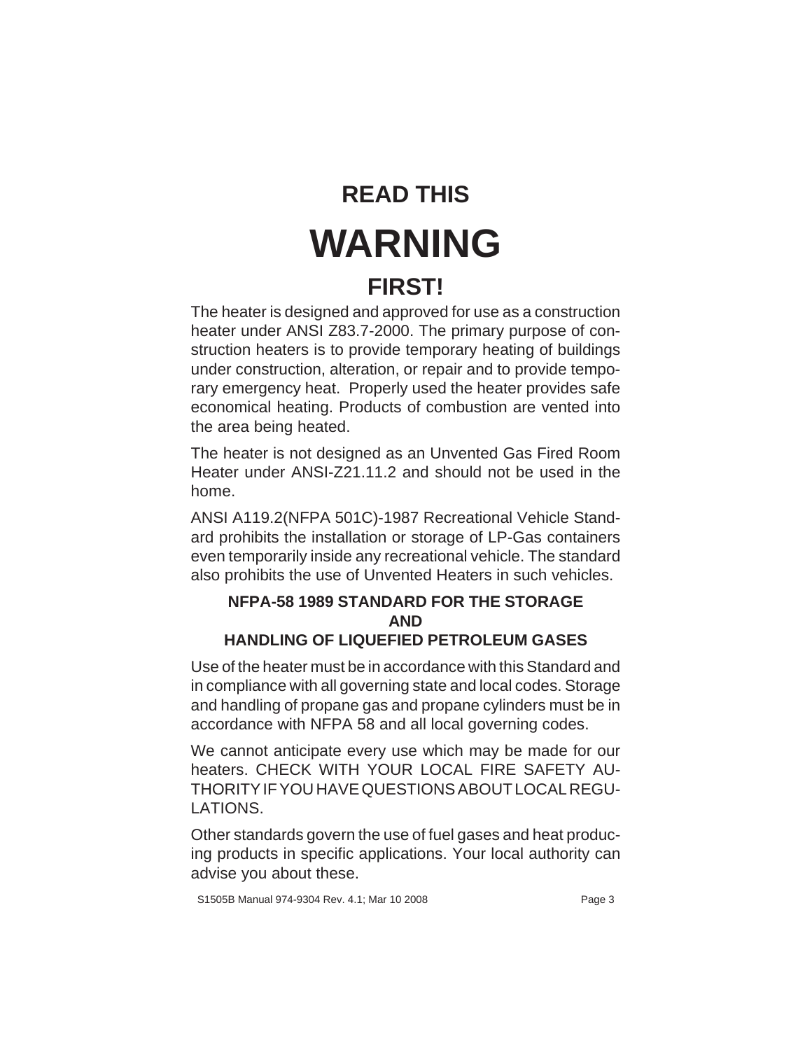# READ THIS

# WARNING

# FIRST!

The heater is designed and approved for use as a construction heater under ANSI Z83.7-2000. The primary purpose of construction heaters is to provide temporary heating of buildings under construction, alteration, or repair and to provide temporary emergency heat. Properly used the heater provides safe economical heating. Products of combustion are vented into the area being heated.

The heater is not designed as an Unvented Gas Fired Room Heater under ANSI-Z21.11.2 and should not be used in the home.

ANSI A119.2(NFPA 501C)-1987 Recreational Vehicle Standard prohibits the installation or storage of LP-Gas containers even temporarily inside any recreational vehicle. The standard also prohibits the use of Unvented Heaters in such vehicles.

**NFPA-58 1989 STANDARD FOR THE STORAGE AND HANDLING OF LIQUEFIED PETROLEUM GASES**

Use of the heater must be in accordance with this Standard and in compliance with all governing state and local codes. Storage and handling of propane gas and propane cylinders must be in accordance with NFPA 58 and all local governing codes.

We cannot anticipate every use which may be made for our heaters. CHECK WITH YOUR LOCAL FIRE SAFETY AUTHORITY IF YOU HAVE QUESTIONS ABOUT LOCAL REGULATIONS.

Other standards govern the use of fuel gases and heat producing products in specific applications. Your local authority can advise you about these.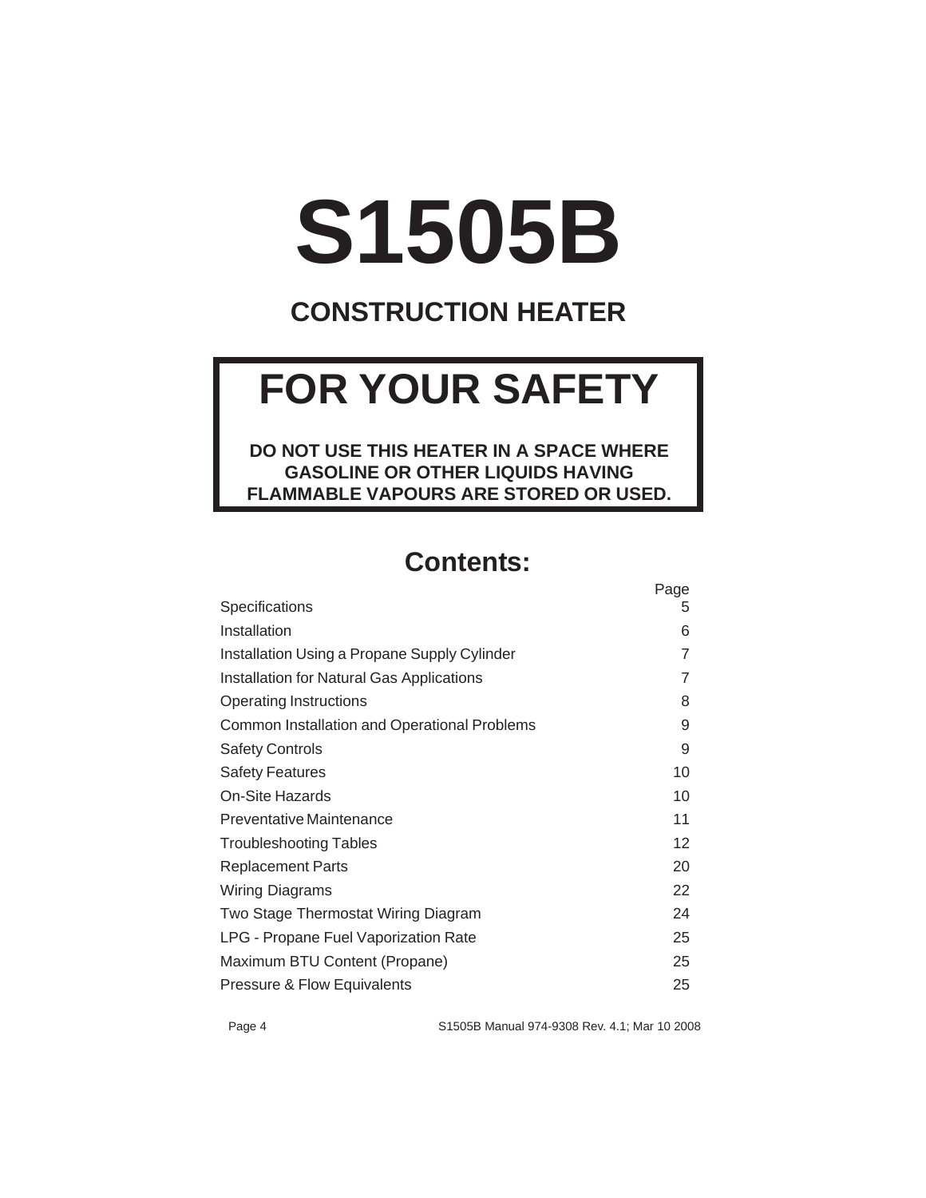# S1505B

## CONSTRUCTION HEATER

## FOR YOUR SAFETY

**DO NOT USE THIS HEATER IN A SPACE WHERE GASOLINE OR OTHER LIQUIDS HAVING FLAMMABLE VAPOURS ARE STORED OR USED.**

## Contents:

| | Page |
|---|---|
| Specifications | 5 |
| Installation | 6 |
| Installation Using a Propane Supply Cylinder | 7 |
| Installation for Natural Gas Applications | 7 |
| Operating Instructions | 8 |
| Common Installation and Operational Problems | 9 |
| Safety Controls | 9 |
| Safety Features | 10 |
| On-Site Hazards | 10 |
| Preventative Maintenance | 11 |
| Troubleshooting Tables | 12 |
| Replacement Parts | 20 |
| Wiring Diagrams | 22 |
| Two Stage Thermostat Wiring Diagram | 24 |
| LPG - Propane Fuel Vaporization Rate | 25 |
| Maximum BTU Content (Propane) | 25 |
| Pressure & Flow Equivalents | 25 |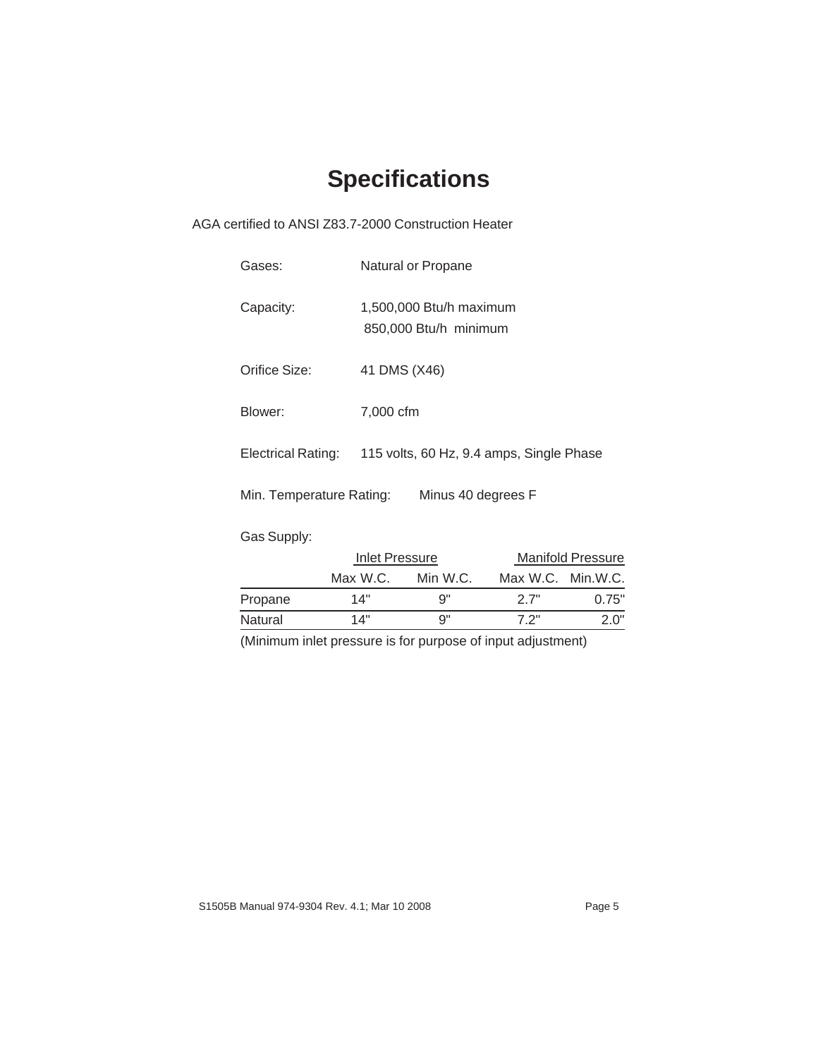# Specifications

AGA certified to ANSI Z83.7-2000 Construction Heater

Gases: Natural or Propane

Capacity: 1,500,000 Btu/h maximum
850,000 Btu/h minimum

Orifice Size: 41 DMS (X46)

Blower: 7,000 cfm

Electrical Rating: 115 volts, 60 Hz, 9.4 amps, Single Phase

Min. Temperature Rating: Minus 40 degrees F

Gas Supply:

| | Inlet Pressure | | Manifold Pressure | |
|---|---|---|---|---|
| | Max W.C. | Min W.C. | Max W.C. | Min.W.C. |
| Propane | 14" | 9" | 2.7" | 0.75" |
| Natural | 14" | 9" | 7.2" | 2.0" |

(Minimum inlet pressure is for purpose of input adjustment)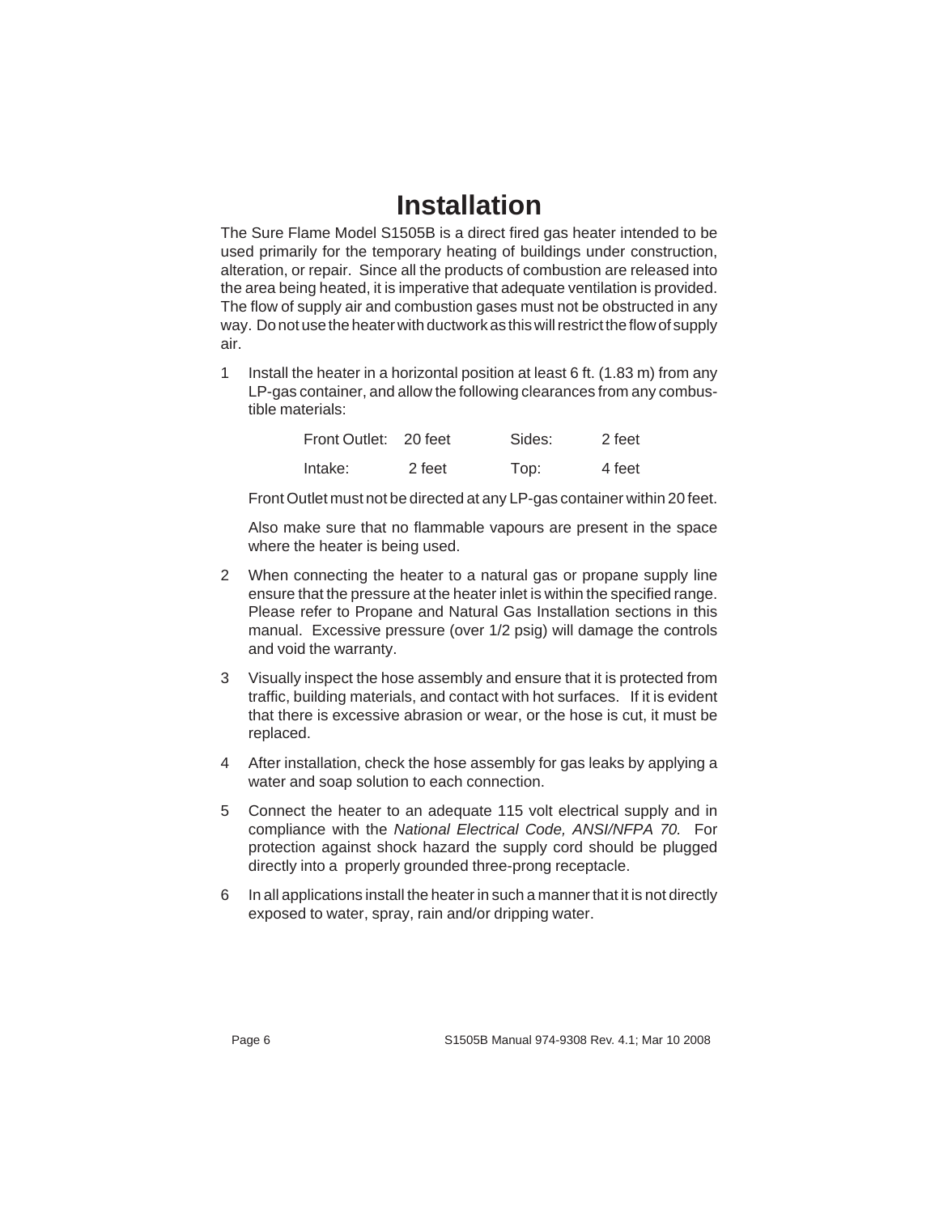# Installation

The Sure Flame Model S1505B is a direct fired gas heater intended to be used primarily for the temporary heating of buildings under construction, alteration, or repair. Since all the products of combustion are released into the area being heated, it is imperative that adequate ventilation is provided. The flow of supply air and combustion gases must not be obstructed in any way. Do not use the heater with ductwork as this will restrict the flow of supply air.

1. Install the heater in a horizontal position at least 6 ft. (1.83 m) from any LP-gas container, and allow the following clearances from any combustible materials:

   | | | | |
   |---|---|---|---|
   | Front Outlet: | 20 feet | Sides: | 2 feet |
   | Intake: | 2 feet | Top: | 4 feet |

   Front Outlet must not be directed at any LP-gas container within 20 feet.

   Also make sure that no flammable vapours are present in the space where the heater is being used.

2. When connecting the heater to a natural gas or propane supply line ensure that the pressure at the heater inlet is within the specified range. Please refer to Propane and Natural Gas Installation sections in this manual. Excessive pressure (over 1/2 psig) will damage the controls and void the warranty.

3. Visually inspect the hose assembly and ensure that it is protected from traffic, building materials, and contact with hot surfaces. If it is evident that there is excessive abrasion or wear, or the hose is cut, it must be replaced.

4. After installation, check the hose assembly for gas leaks by applying a water and soap solution to each connection.

5. Connect the heater to an adequate 115 volt electrical supply and in compliance with the *National Electrical Code, ANSI/NFPA 70.* For protection against shock hazard the supply cord should be plugged directly into a properly grounded three-prong receptacle.

6. In all applications install the heater in such a manner that it is not directly exposed to water, spray, rain and/or dripping water.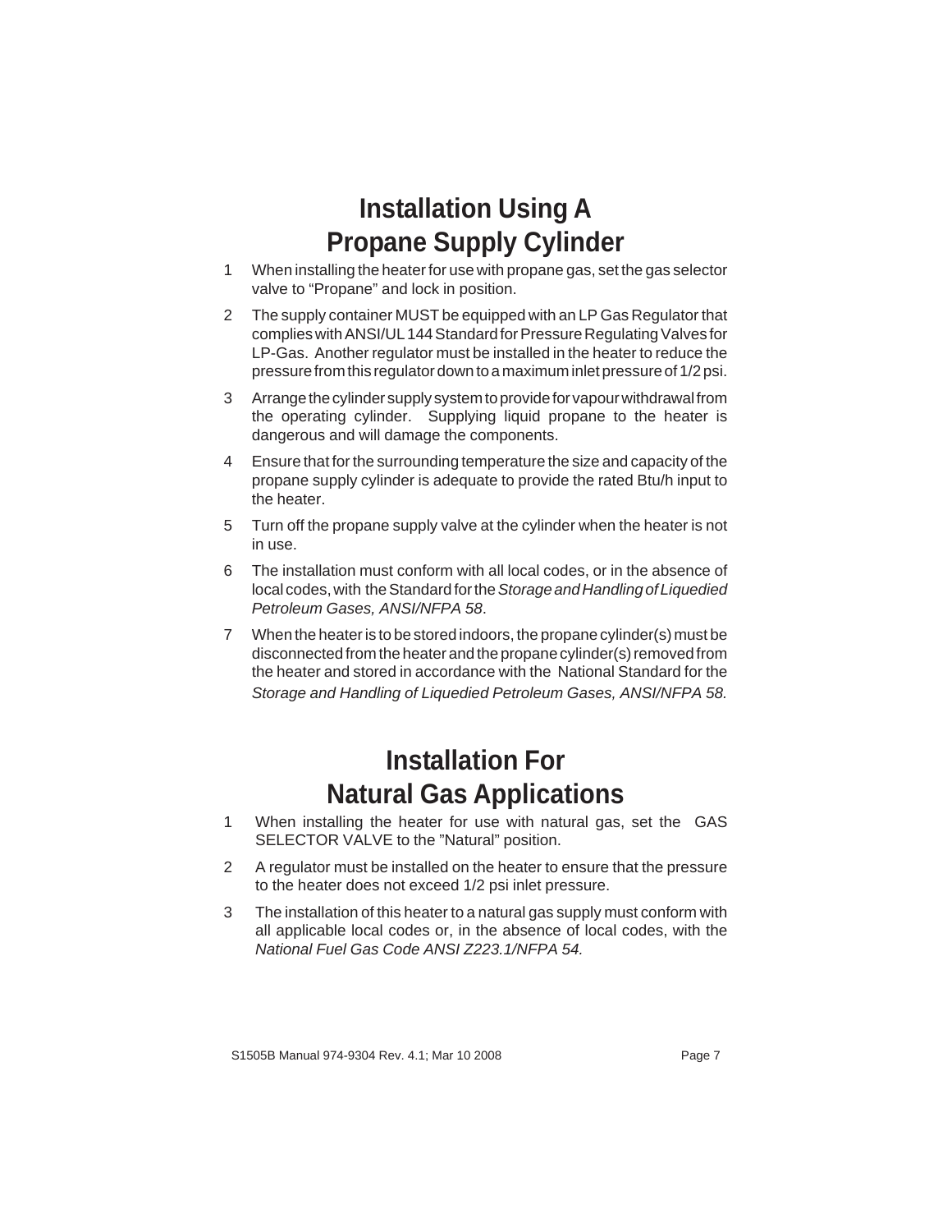# Installation Using A Propane Supply Cylinder

1. When installing the heater for use with propane gas, set the gas selector valve to "Propane" and lock in position.
2. The supply container MUST be equipped with an LP Gas Regulator that complies with ANSI/UL 144 Standard for Pressure Regulating Valves for LP-Gas. Another regulator must be installed in the heater to reduce the pressure from this regulator down to a maximum inlet pressure of 1/2 psi.
3. Arrange the cylinder supply system to provide for vapour withdrawal from the operating cylinder. Supplying liquid propane to the heater is dangerous and will damage the components.
4. Ensure that for the surrounding temperature the size and capacity of the propane supply cylinder is adequate to provide the rated Btu/h input to the heater.
5. Turn off the propane supply valve at the cylinder when the heater is not in use.
6. The installation must conform with all local codes, or in the absence of local codes, with the Standard for the *Storage and Handling of Liquedied Petroleum Gases, ANSI/NFPA 58*.
7. When the heater is to be stored indoors, the propane cylinder(s) must be disconnected from the heater and the propane cylinder(s) removed from the heater and stored in accordance with the National Standard for the *Storage and Handling of Liquedied Petroleum Gases, ANSI/NFPA 58.*

# Installation For Natural Gas Applications

1. When installing the heater for use with natural gas, set the GAS SELECTOR VALVE to the "Natural" position.
2. A regulator must be installed on the heater to ensure that the pressure to the heater does not exceed 1/2 psi inlet pressure.
3. The installation of this heater to a natural gas supply must conform with all applicable local codes or, in the absence of local codes, with the *National Fuel Gas Code ANSI Z223.1/NFPA 54.*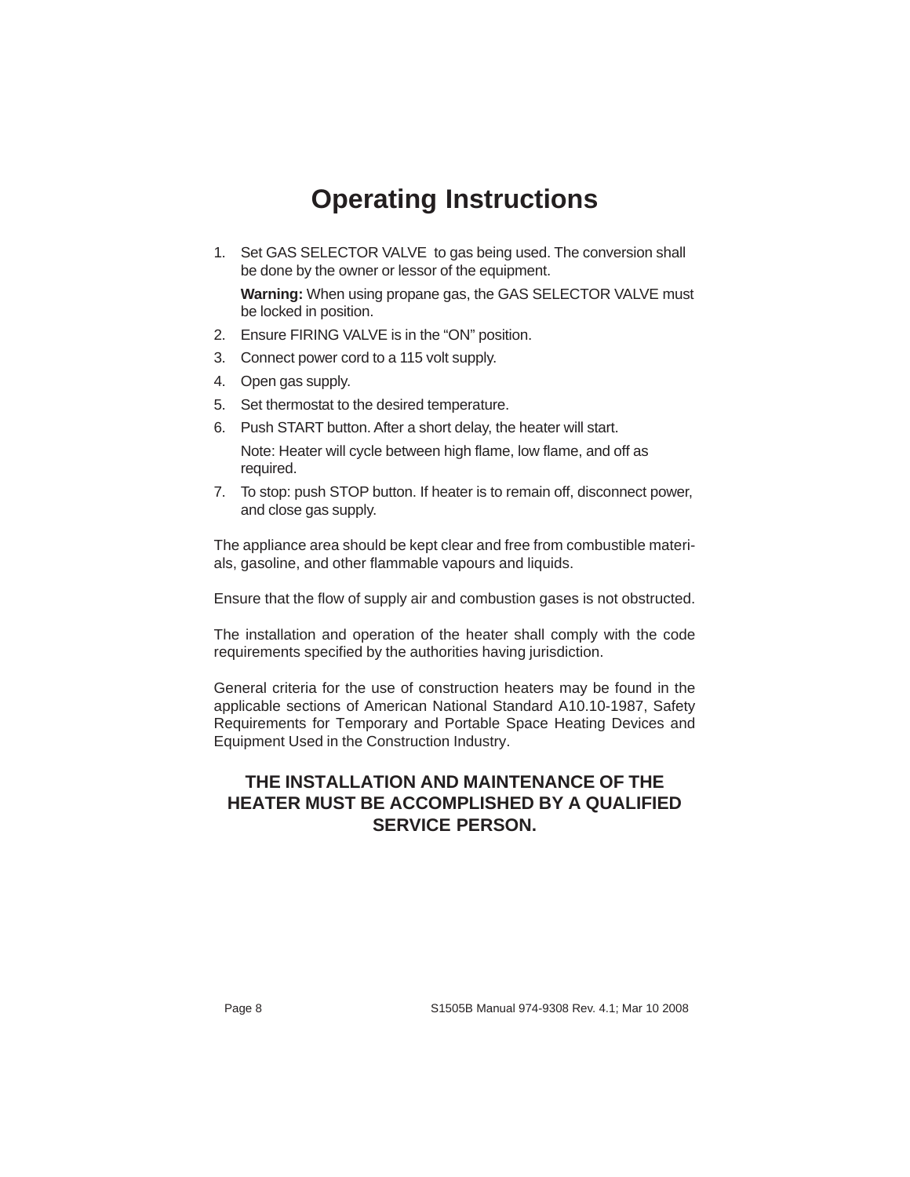# Operating Instructions

1. Set GAS SELECTOR VALVE to gas being used. The conversion shall be done by the owner or lessor of the equipment.

   **Warning:** When using propane gas, the GAS SELECTOR VALVE must be locked in position.

2. Ensure FIRING VALVE is in the "ON" position.
3. Connect power cord to a 115 volt supply.
4. Open gas supply.
5. Set thermostat to the desired temperature.
6. Push START button. After a short delay, the heater will start.

   Note: Heater will cycle between high flame, low flame, and off as required.

7. To stop: push STOP button. If heater is to remain off, disconnect power, and close gas supply.

The appliance area should be kept clear and free from combustible materials, gasoline, and other flammable vapours and liquids.

Ensure that the flow of supply air and combustion gases is not obstructed.

The installation and operation of the heater shall comply with the code requirements specified by the authorities having jurisdiction.

General criteria for the use of construction heaters may be found in the applicable sections of American National Standard A10.10-1987, Safety Requirements for Temporary and Portable Space Heating Devices and Equipment Used in the Construction Industry.

**THE INSTALLATION AND MAINTENANCE OF THE HEATER MUST BE ACCOMPLISHED BY A QUALIFIED SERVICE PERSON.**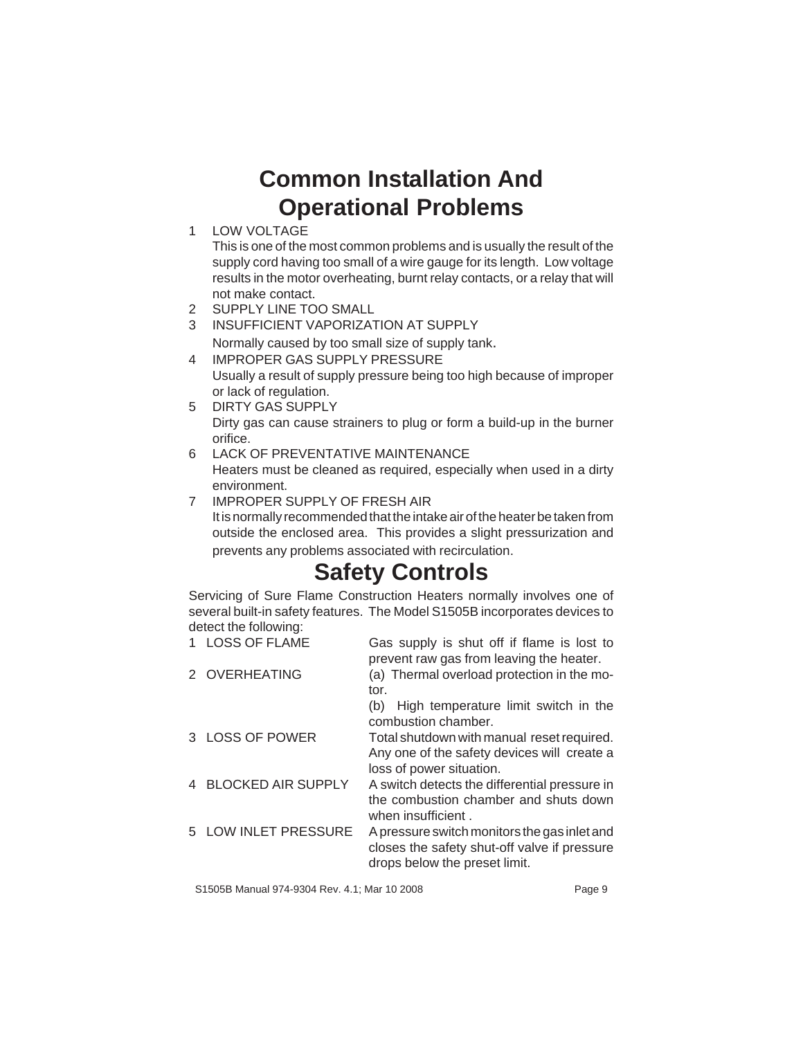# Common Installation And Operational Problems

1. LOW VOLTAGE

   This is one of the most common problems and is usually the result of the supply cord having too small of a wire gauge for its length. Low voltage results in the motor overheating, burnt relay contacts, or a relay that will not make contact.
2. SUPPLY LINE TOO SMALL
3. INSUFFICIENT VAPORIZATION AT SUPPLY

   Normally caused by too small size of supply tank.
4. IMPROPER GAS SUPPLY PRESSURE

   Usually a result of supply pressure being too high because of improper or lack of regulation.
5. DIRTY GAS SUPPLY

   Dirty gas can cause strainers to plug or form a build-up in the burner orifice.
6. LACK OF PREVENTATIVE MAINTENANCE

   Heaters must be cleaned as required, especially when used in a dirty environment.
7. IMPROPER SUPPLY OF FRESH AIR

   It is normally recommended that the intake air of the heater be taken from outside the enclosed area. This provides a slight pressurization and prevents any problems associated with recirculation.

# Safety Controls

Servicing of Sure Flame Construction Heaters normally involves one of several built-in safety features. The Model S1505B incorporates devices to detect the following:

| | |
|---|---|
| 1 LOSS OF FLAME | Gas supply is shut off if flame is lost to prevent raw gas from leaving the heater. |
| 2 OVERHEATING | (a) Thermal overload protection in the motor.<br>(b) High temperature limit switch in the combustion chamber. |
| 3 LOSS OF POWER | Total shutdown with manual reset required. Any one of the safety devices will create a loss of power situation. |
| 4 BLOCKED AIR SUPPLY | A switch detects the differential pressure in the combustion chamber and shuts down when insufficient . |
| 5 LOW INLET PRESSURE | A pressure switch monitors the gas inlet and closes the safety shut-off valve if pressure drops below the preset limit. |

S1505B Manual 974-9304 Rev. 4.1; Mar 10 2008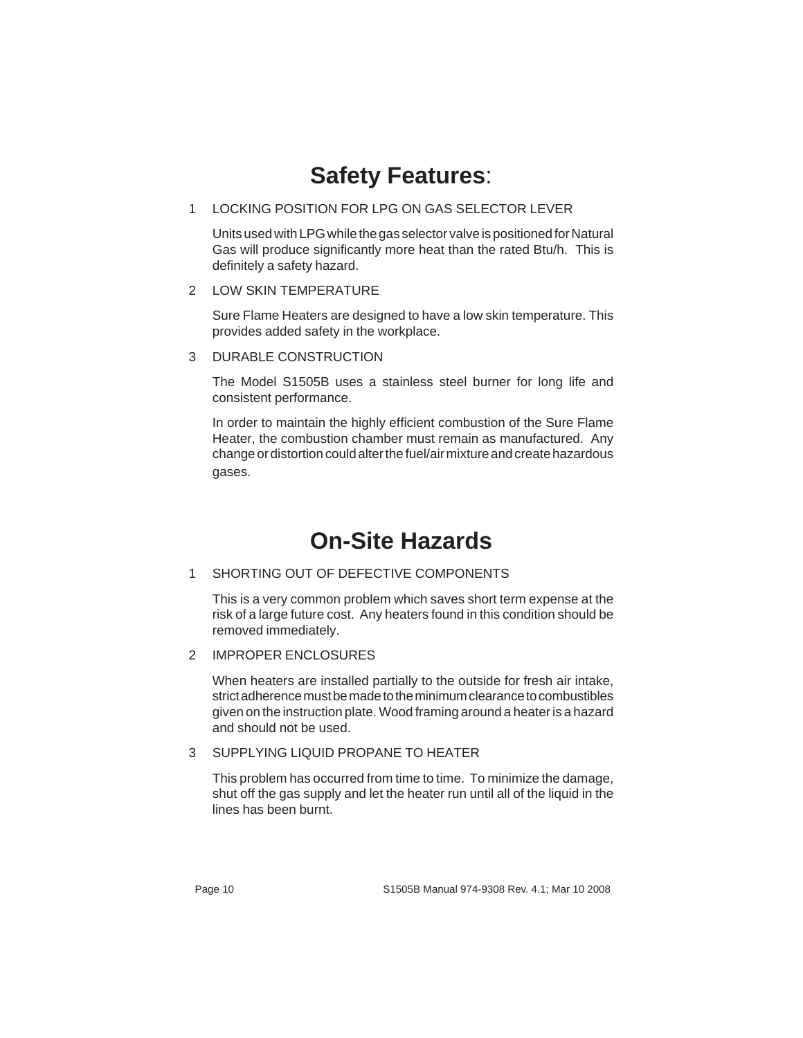# **Safety Features**:

1. LOCKING POSITION FOR LPG ON GAS SELECTOR LEVER

   Units used with LPG while the gas selector valve is positioned for Natural Gas will produce significantly more heat than the rated Btu/h. This is definitely a safety hazard.

2. LOW SKIN TEMPERATURE

   Sure Flame Heaters are designed to have a low skin temperature. This provides added safety in the workplace.

3. DURABLE CONSTRUCTION

   The Model S1505B uses a stainless steel burner for long life and consistent performance.

   In order to maintain the highly efficient combustion of the Sure Flame Heater, the combustion chamber must remain as manufactured. Any change or distortion could alter the fuel/air mixture and create hazardous gases.

# On-Site Hazards

1. SHORTING OUT OF DEFECTIVE COMPONENTS

   This is a very common problem which saves short term expense at the risk of a large future cost. Any heaters found in this condition should be removed immediately.

2. IMPROPER ENCLOSURES

   When heaters are installed partially to the outside for fresh air intake, strict adherence must be made to the minimum clearance to combustibles given on the instruction plate. Wood framing around a heater is a hazard and should not be used.

3. SUPPLYING LIQUID PROPANE TO HEATER

   This problem has occurred from time to time. To minimize the damage, shut off the gas supply and let the heater run until all of the liquid in the lines has been burnt.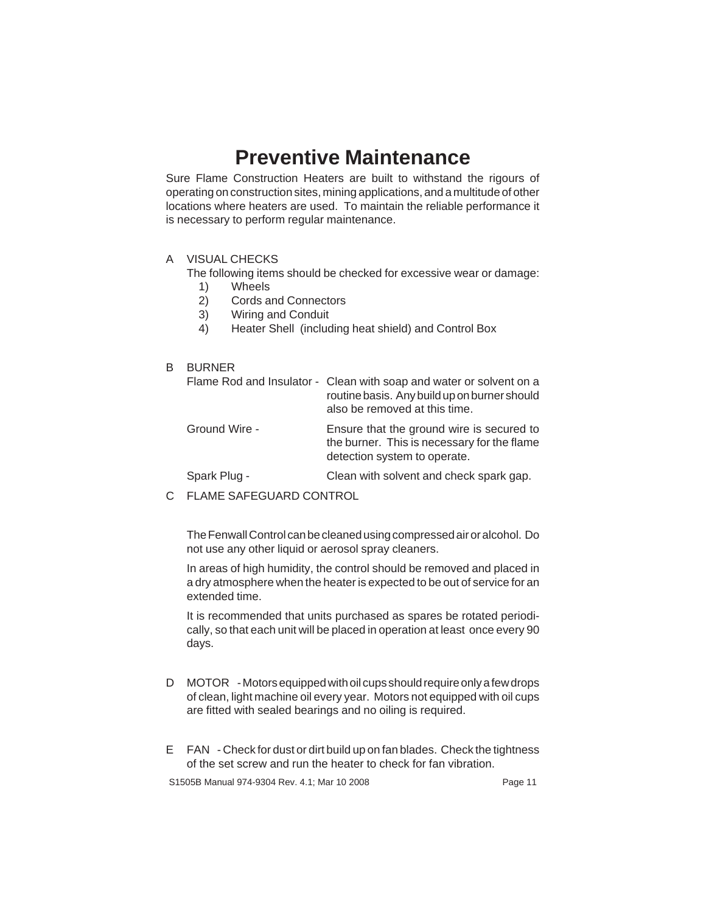# Preventive Maintenance

Sure Flame Construction Heaters are built to withstand the rigours of operating on construction sites, mining applications, and a multitude of other locations where heaters are used. To maintain the reliable performance it is necessary to perform regular maintenance.

A VISUAL CHECKS

The following items should be checked for excessive wear or damage:

1) Wheels
2) Cords and Connectors
3) Wiring and Conduit
4) Heater Shell (including heat shield) and Control Box

B BURNER

Flame Rod and Insulator - Clean with soap and water or solvent on a routine basis. Any build up on burner should also be removed at this time.

Ground Wire - Ensure that the ground wire is secured to the burner. This is necessary for the flame detection system to operate.

Spark Plug - Clean with solvent and check spark gap.

C FLAME SAFEGUARD CONTROL

The Fenwall Control can be cleaned using compressed air or alcohol. Do not use any other liquid or aerosol spray cleaners.

In areas of high humidity, the control should be removed and placed in a dry atmosphere when the heater is expected to be out of service for an extended time.

It is recommended that units purchased as spares be rotated periodically, so that each unit will be placed in operation at least once every 90 days.

D MOTOR - Motors equipped with oil cups should require only a few drops of clean, light machine oil every year. Motors not equipped with oil cups are fitted with sealed bearings and no oiling is required.

E FAN - Check for dust or dirt build up on fan blades. Check the tightness of the set screw and run the heater to check for fan vibration.

S1505B Manual 974-9304 Rev. 4.1; Mar 10 2008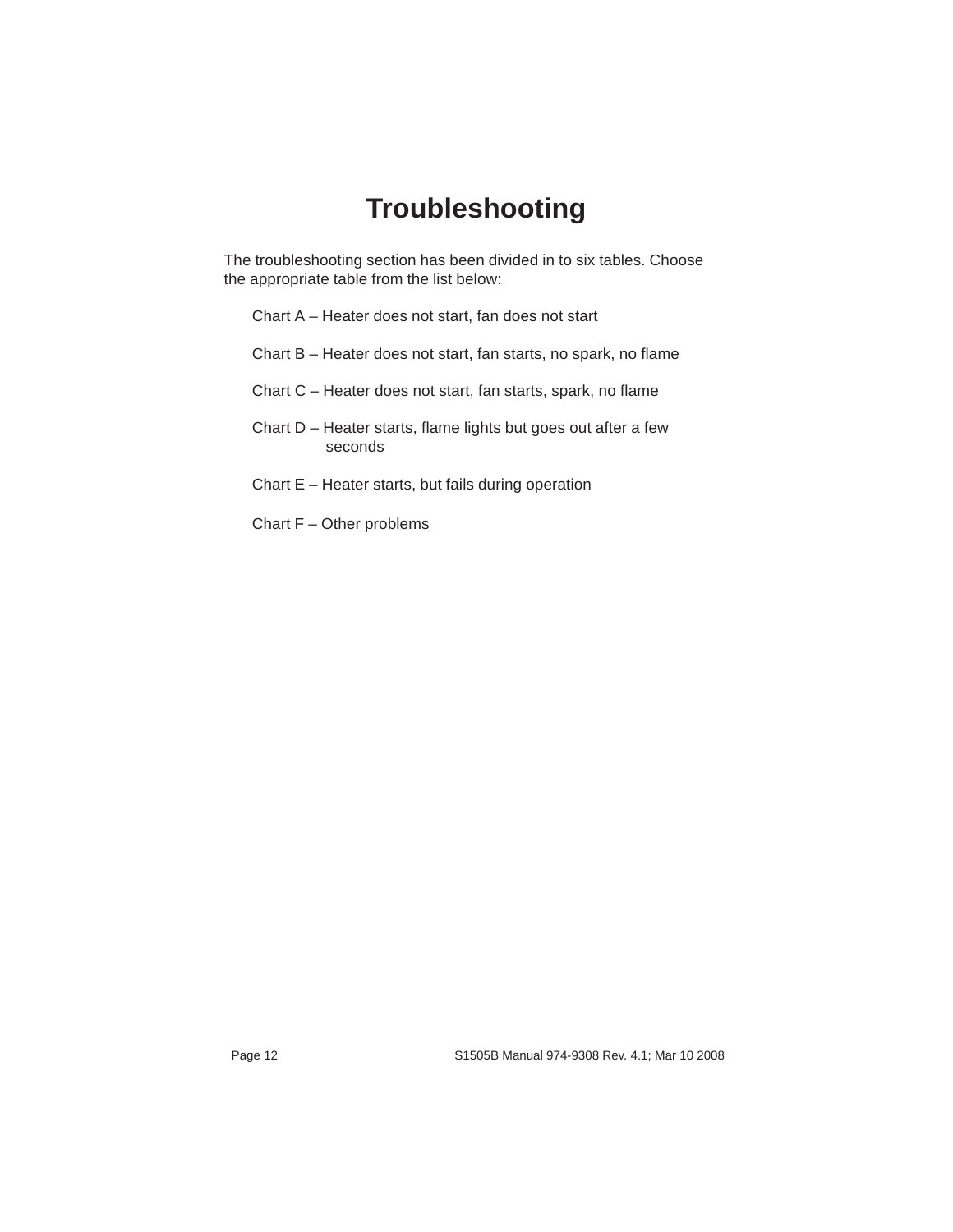# Troubleshooting

The troubleshooting section has been divided in to six tables. Choose the appropriate table from the list below:

Chart A – Heater does not start, fan does not start

Chart B – Heater does not start, fan starts, no spark, no flame

Chart C – Heater does not start, fan starts, spark, no flame

Chart D – Heater starts, flame lights but goes out after a few seconds

Chart E – Heater starts, but fails during operation

Chart F – Other problems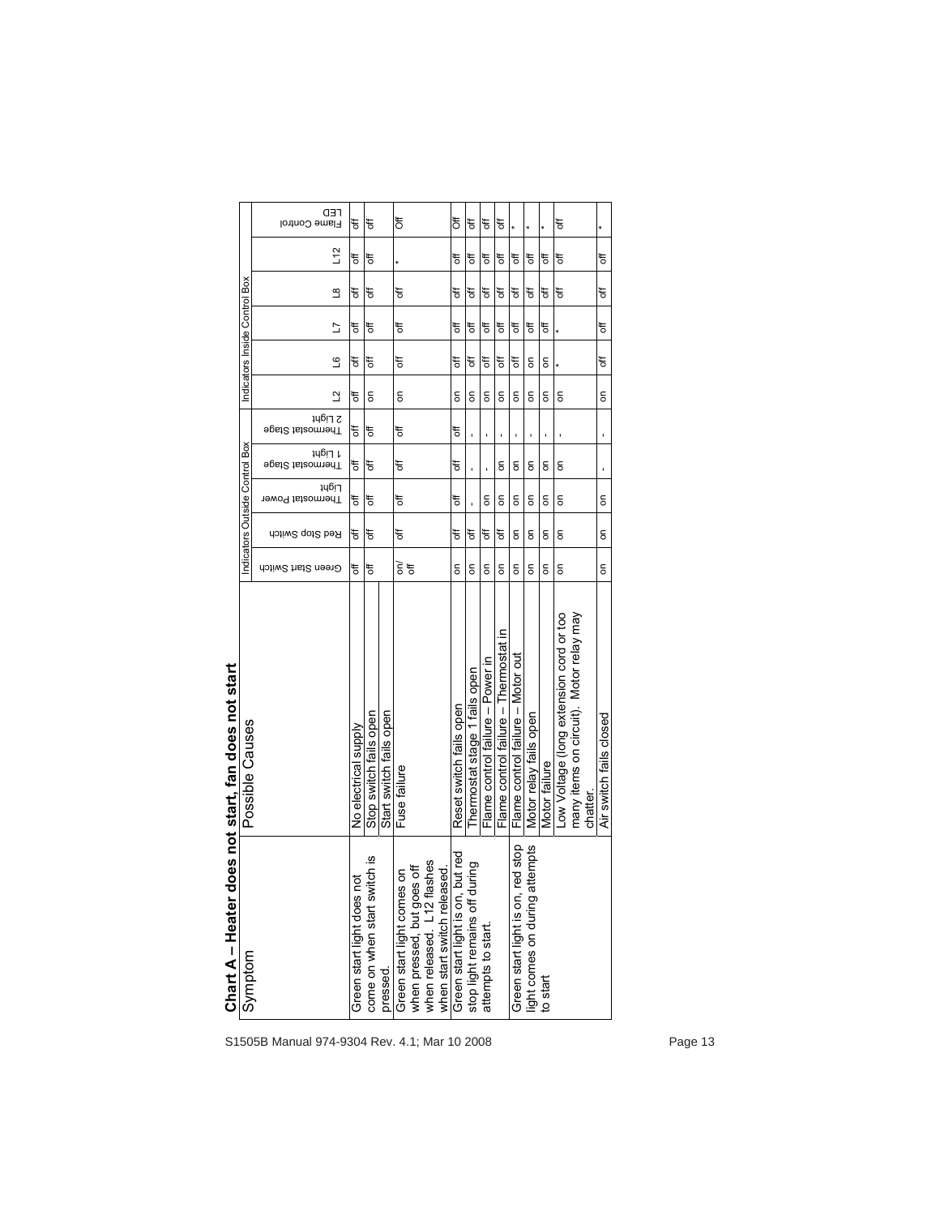## Chart A – Heater does not start, fan does not start

| Symptom | Possible Causes | Indicators Outside Control Box | | | | | Indicators Inside Control Box | | | | | |
|---|---|---|---|---|---|---|---|---|---|---|---|---|
| | | Green Start Switch | Red Stop Switch | Thermostat Power Light | Thermostat Stage 1 Light | Thermostat Stage 2 Light | L2 | L6 | L7 | L8 | L12 | Flame Control LED |
| Green start light does not come on when start switch is pressed. | No electrical supply | off | off | off | off | off | off | off | off | off | off | off |
| | Stop switch fails open<br>Start switch fails open | off | off | off | off | off | on | off | off | off | off | off |
| Green start light comes on when pressed, but goes off when released. L12 flashes when start switch released. | Fuse failure | on/off | off | off | off | off | on | off | off | off | * | Off |
| Green start light is on, but red stop light remains off during attempts to start. | Reset switch fails open | on | off | off | off | off | on | off | off | off | off | Off |
| | Thermostat stage 1 fails open | on | off | - | - | - | on | off | off | off | off | off |
| | Flame control failure – Power in | on | off | on | - | - | on | off | off | off | off | off |
| | Flame control failure – Thermostat in | on | off | on | on | - | on | off | off | off | off | off |
| Green start light is on, red stop light comes on during attempts to start | Flame control failure – Motor out | on | on | on | on | - | on | off | off | off | off | * |
| | Motor relay fails open | on | on | on | on | - | on | on | off | off | off | * |
| | Motor failure | on | on | on | on | - | on | on | off | off | off | * |
| | Low Voltage (long extension cord or too many items on circuit). Motor relay may chatter. | on | on | on | on | - | on | * | * | off | off | off |
| | Air switch fails closed | on | on | on | - | - | on | off | off | off | off | * |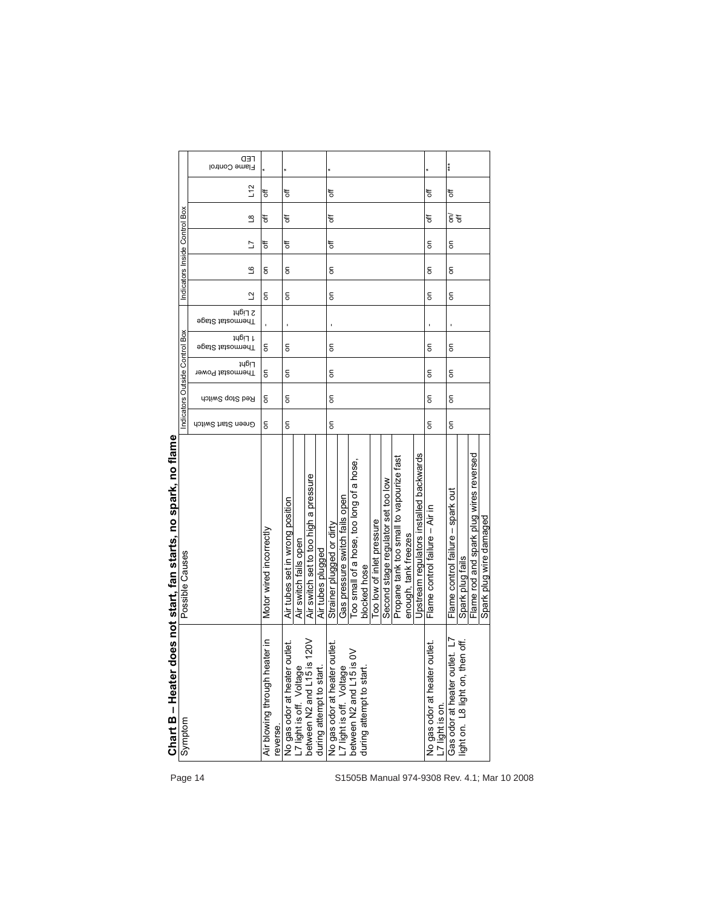## Chart B – Heater does not start, fan starts, no spark, no flame

| Symptom | Possible Causes | Indicators Outside Control Box | | | | | Indicators Inside Control Box | | | | | |
|---|---|---|---|---|---|---|---|---|---|---|---|---|
| | | Green Start Switch | Red Stop Switch | Thermostat Power Light | Thermostat Stage 1 Light | Thermostat Stage 2 Light | L2 | L6 | L7 | L8 | L12 | LED Flame Control |
| Air blowing through heater in reverse. | Motor wired incorrectly | on | on | on | on | - | on | on | off | off | off | * |
| No gas odor at heater outlet. L7 light is off. Voltage between N2 and L15 is 120V during attempt to start. | Air tubes set in wrong position<br>Air switch fails open<br>Air switch set to too high a pressure<br>Air tubes plugged | on | on | on | on | - | on | on | off | off | off | * |
| No gas odor at heater outlet. L7 light is off. Voltage between N2 and L15 is 0V during attempt to start. | Strainer plugged or dirty<br>Gas pressure switch fails open<br>Too small of a hose, too long of a hose, blocked hose<br>Too low of inlet pressure<br>Second stage regulator set too low<br>Propane tank too small to vapourize fast enough, tank freezes<br>Upstream regulators installed backwards | on | on | on | on | - | on | on | off | off | off | * |
| No gas odor at heater outlet. L7 light is on. | Flame control failure – Air in | on | on | on | on | - | on | on | on | off | off | * |
| Gas odor at heater outlet. L7 light on. L8 light on, then off. | Flame control failure – spark out<br>Spark plug fails<br>Flame rod and spark plug wires reversed<br>Spark plug wire damaged | on | on | on | on | - | on | on | on | on/ off | off | *** |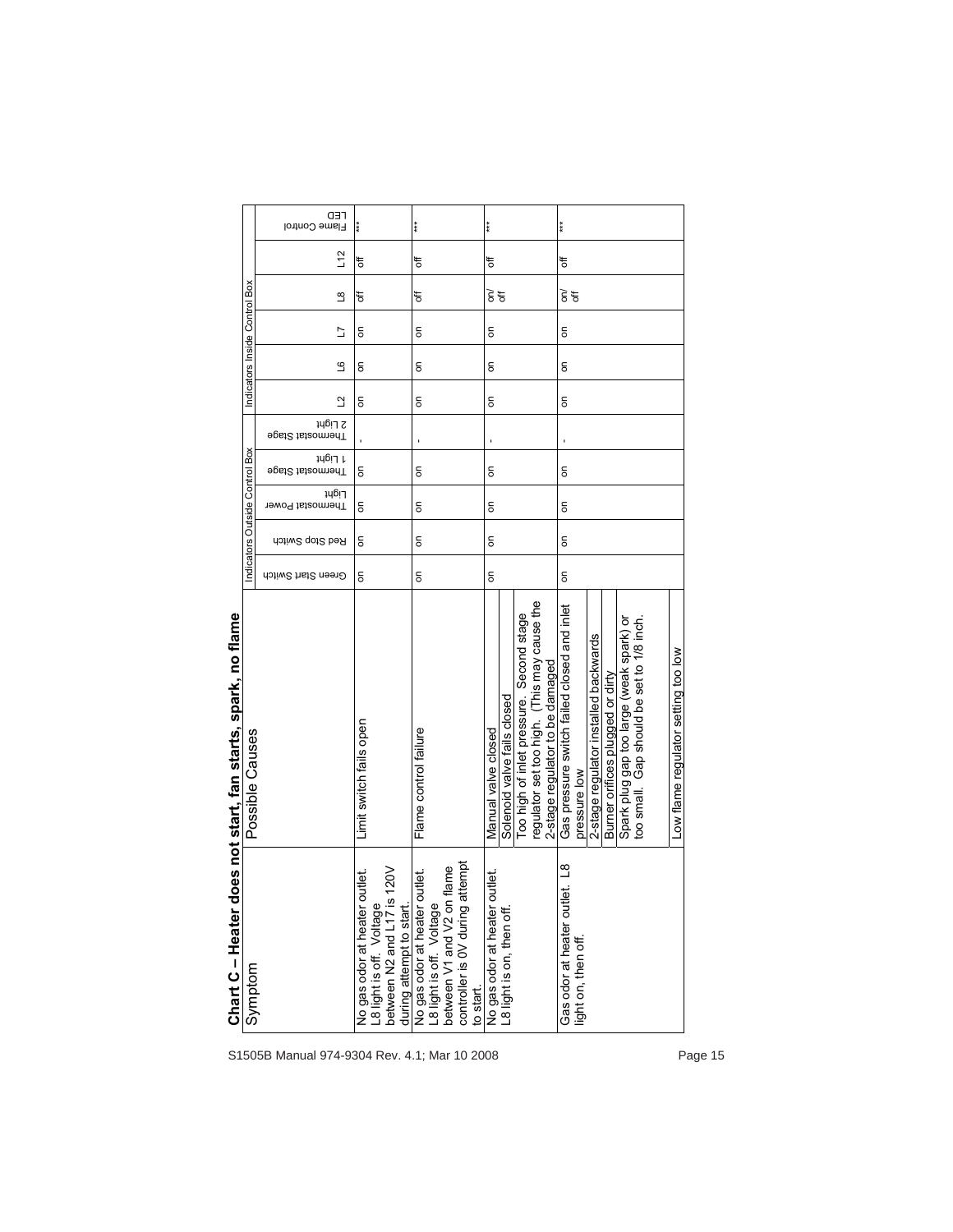## Chart C – Heater does not start, fan starts, spark, no flame

| Symptom | Possible Causes | Indicators Outside Control Box | | | | | Indicators Inside Control Box | | | | | |
|---|---|---|---|---|---|---|---|---|---|---|---|---|
| | | Green Start Switch | Red Stop Switch | Thermostat Power Light | Thermostat Stage 1 Light | Thermostat Stage 2 Light | L2 | L6 | L7 | L8 | L12 | Flame Control LED |
| No gas odor at heater outlet. L8 light is off. Voltage between N2 and L17 is 120V during attempt to start. | Limit switch fails open | on | on | on | on | - | on | on | on | off | off | *** |
| No gas odor at heater outlet. L8 light is off. Voltage between V1 and V2 on flame controller is 0V during attempt to start. | Flame control failure | on | on | on | on | - | on | on | on | off | off | *** |
| No gas odor at heater outlet. L8 light is on, then off. | Manual valve closed | on | on | on | on | - | on | on | on | on/off | off | *** |
| | Solenoid valve fails closed | | | | | | | | | | | |
| | Too high of inlet pressure. Second stage regulator set too high. (This may cause the 2-stage regulator to be damaged | | | | | | | | | | | |
| Gas odor at heater outlet. L8 light on, then off. | Gas pressure switch failed closed and inlet pressure low | on | on | on | on | - | on | on | on | on/off | off | *** |
| | 2-stage regulator installed backwards | | | | | | | | | | | |
| | Burner orifices plugged or dirty | | | | | | | | | | | |
| | Spark plug gap too large (weak spark) or too small. Gap should be set to 1/8 inch. | | | | | | | | | | | |
| | Low flame regulator setting too low | | | | | | | | | | | |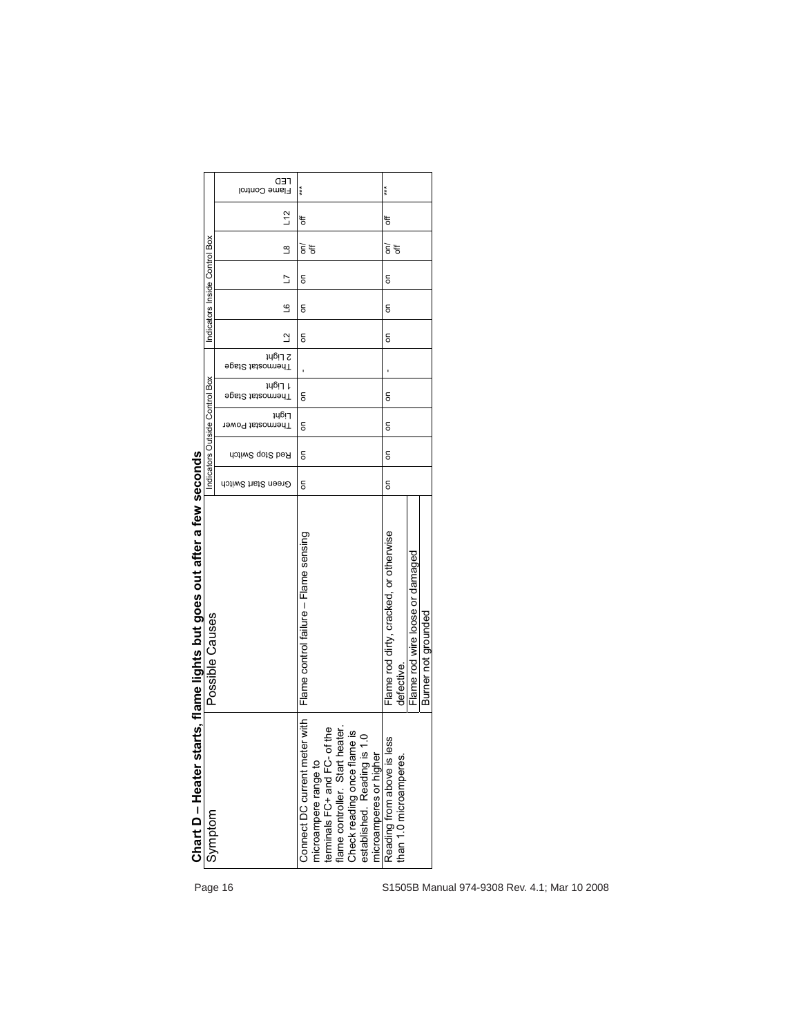## Chart D – Heater starts, flame lights but goes out after a few seconds

| Symptom | Possible Causes | Indicators Outside Control Box | | | | | Indicators Inside Control Box | | | | | |
|---|---|---|---|---|---|---|---|---|---|---|---|---|
| | | Green Start Switch | Red Stop Switch | Thermostat Power Light | Thermostat Stage 1 Light | Thermostat Stage 2 Light | L2 | L6 | L7 | L8 | L12 | Flame Control LED |
| Connect DC current meter with microampere range to terminals FC+ and FC- of the flame controller. Start heater. Check reading once flame is established. Reading is 1.0 microamperes or higher | Flame control failure – Flame sensing | on | on | on | on | - | on | on | on | on/off | off | *** |
| Reading from above is less than 1.0 microamperes. | Flame rod dirty, cracked, or otherwise defective. | on | on | on | on | - | on | on | on | on/off | off | *** |
| | Flame rod wire loose or damaged | | | | | | | | | | | |
| | Burner not grounded | | | | | | | | | | | |

S1505B Manual 974-9308 Rev. 4.1; Mar 10 2008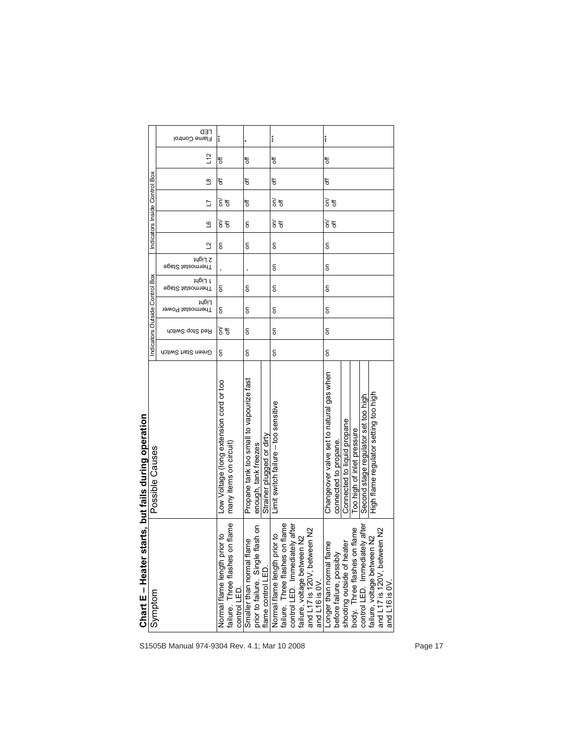## Chart E – Heater starts, but fails during operation

| Symptom | Possible Causes | Indicators Outside Control Box | | | | | Indicators Inside Control Box | | | | | |
|---|---|---|---|---|---|---|---|---|---|---|---|---|
| | | Green Start Switch | Red Stop Switch | Thermostat Power Light | Thermostat Stage 1 Light | Thermostat Stage 2 Light | L2 | L6 | L7 | L8 | L12 | Flame Control LED |
| Normal flame length prior to failure. Three flashes on flame control LED. | Low Voltage (long extension cord or too many items on circuit) | on | on/ off | on | on | - | on | on/ off | on/ off | off | off | *** |
| Smaller than normal flame prior to failure. Single flash on flame control LED. | Propane tank too small to vapourize fast enough, tank freezes | on | on | on | on | - | on | on | off | off | off | * |
| | Strainer plugged or dirty | | | | | | | | | | | |
| Normal flame length prior to failure. Three flashes on flame control LED. Immediately after failure, voltage between N2 and L17 is 120V, between N2 and L16 is 0V. | Limit switch failure – too sensitive | on | on | on | on | on | on | on/ off | on/ off | off | off | *** |
| Longer than normal flame before failure, possibly shooting outside of heater body. Three flashes on flame control LED. Immediately after failure, voltage between N2 and L17 is 120V, between N2 and L16 is 0V. | Changeover valve set to natural gas when connected to propane. | on | on | on | on | on | on | on/ off | on/ off | off | off | *** |
| | Connected to liquid propane | | | | | | | | | | | |
| | Too high of inlet pressure | | | | | | | | | | | |
| | Second stage regulator set too high | | | | | | | | | | | |
| | High flame regulator setting too high | | | | | | | | | | | |

S1505B Manual 974-9304 Rev. 4.1; Mar 10 2008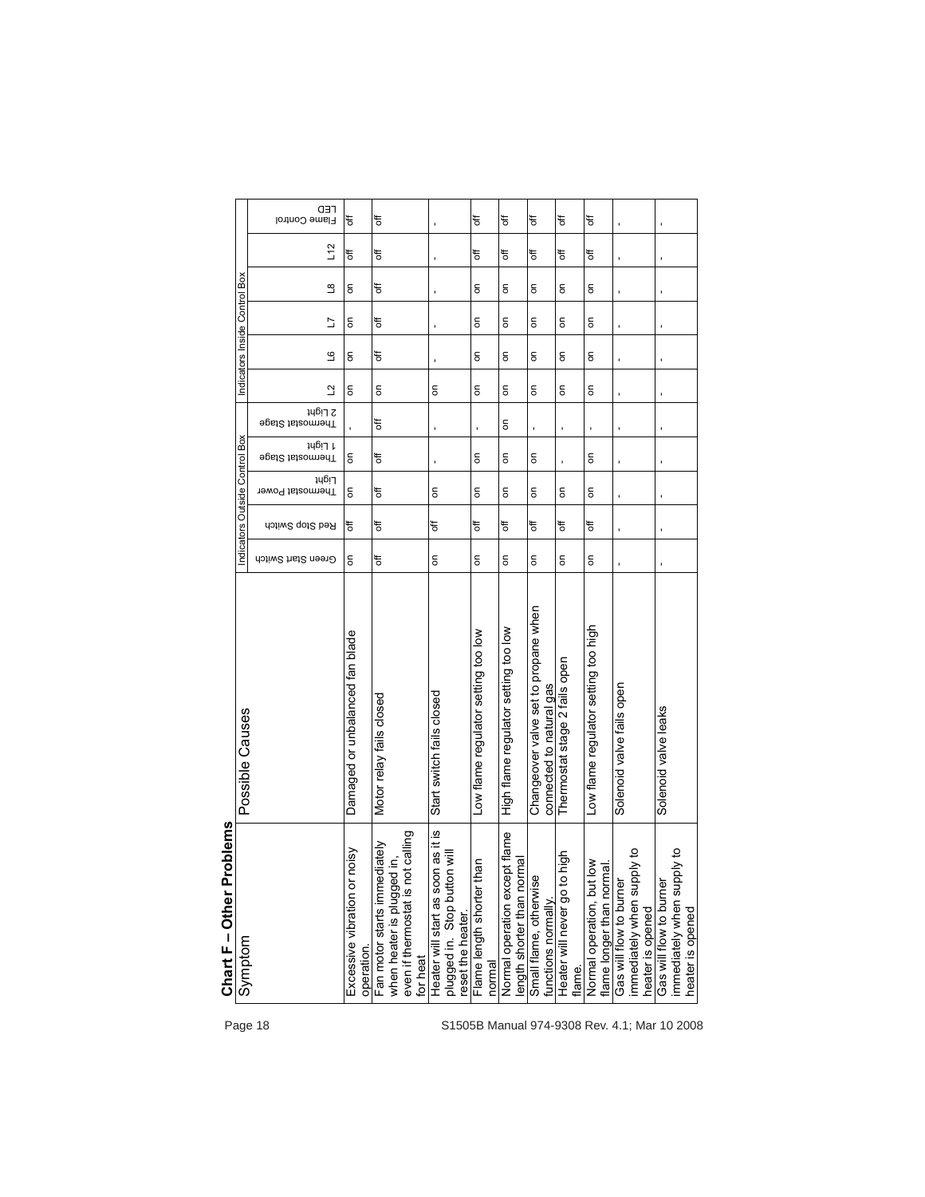## Chart F – Other Problems

| Symptom | Possible Causes | Indicators Outside Control Box | | | | | Indicators Inside Control Box | | | | | |
|---|---|---|---|---|---|---|---|---|---|---|---|---|
| | | Green Start Switch | Red Stop Switch | Thermostat Power Light | Thermostat Stage 1 Light | Thermostat Stage 2 Light | L2 | L6 | L7 | L8 | L12 | LED Flame Control |
| Excessive vibration or noisy operation. | Damaged or unbalanced fan blade | on | off | on | on | - | on | on | on | on | off | off |
| Fan motor starts immediately when heater is plugged in, even if thermostat is not calling for heat | Motor relay fails closed | off | off | off | off | off | on | off | off | off | off | off |
| Heater will start as soon as it is plugged in. Stop button will reset the heater. | Start switch fails closed | on | off | on | - | - | on | - | - | - | - | - |
| Flame length shorter than normal | Low flame regulator setting too low | on | off | on | on | - | on | on | on | on | off | off |
| Normal operation except flame length shorter than normal | High flame regulator setting too low | on | off | on | on | on | on | on | on | on | off | off |
| Small flame, otherwise functions normally. | Changeover valve set to propane when connected to natural gas | on | off | on | on | - | on | on | on | on | off | off |
| Heater will never go to high flame. | Thermostat stage 2 fails open | on | off | on | - | - | on | on | on | on | off | off |
| Normal operation, but low flame longer than normal. | Low flame regulator setting too high | on | off | on | on | - | on | on | on | on | off | off |
| Gas will flow to burner immediately when supply to heater is opened | Solenoid valve fails open | - | - | - | - | - | - | - | - | - | - | - |
| Gas will flow to burner immediately when supply to heater is opened | Solenoid valve leaks | - | - | - | - | - | - | - | - | - | - | - |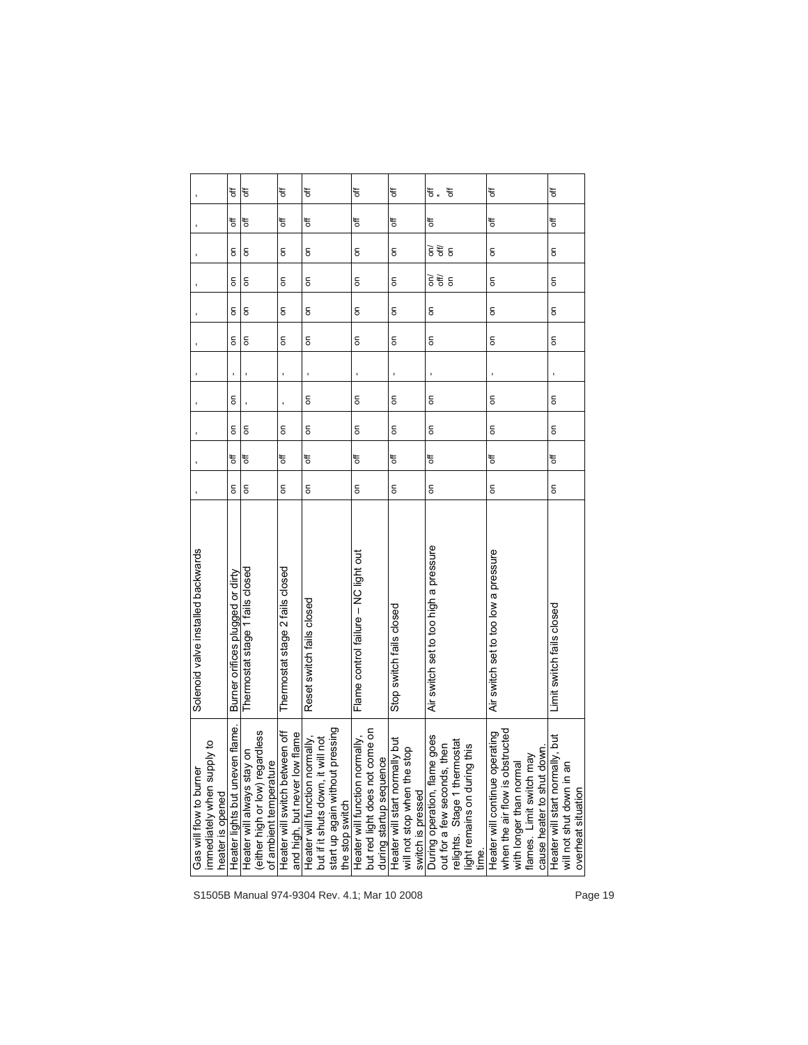| Symptom | Cause | | | | | | | | | | | | |
|---|---|---|---|---|---|---|---|---|---|---|---|---|---|
| Gas will flow to burner immediately when supply to heater is opened | Solenoid valve installed backwards | - | - | - | - | - | - | - | - | - | - | - | - |
| Heater lights but uneven flame. | Burner orifices plugged or dirty | on | off | on | on | - | on | on | on | on | off | off | off |
| Heater will always stay on (either high or low) regardless of ambient temperature | Thermostat stage 1 fails closed | on | off | on | - | - | on | on | on | on | off | off | off |
| Heater will switch between off and high, but never low flame | Thermostat stage 2 fails closed | on | off | on | - | - | on | on | on | on | off | off | off |
| Heater will function normally, but if it shuts down, it will not start up again without pressing the stop switch | Reset switch fails closed | on | off | on | on | - | on | on | on | on | off | off | off |
| Heater will function normally, but red light does not come on during startup sequence | Flame control failure – NC light out | on | off | on | on | - | on | on | on | on | off | off | off |
| Heater will start normally but will not stop when the stop switch is pressed | Stop switch fails closed | on | off | on | on | - | on | on | on | on | off | off | off |
| During operation, flame goes out for a few seconds, then relights. Stage 1 thermostat light remains on during this time. | Air switch set to too high a pressure | on | off | on | on | - | on | on | on/ off/ on | on/ off/ on | off | off | off * off |
| Heater will continue operating when the air flow is obstructed with longer than normal flames. Limit switch may cause heater to shut down. | Air switch set to too low a pressure | on | off | on | on | - | on | on | on | on | off | off | off |
| Heater will start normally, but will not shut down in an overheat situation | Limit switch fails closed | on | off | on | on | - | on | on | on | on | off | off | off |

S1505B Manual 974-9304 Rev. 4.1; Mar 10 2008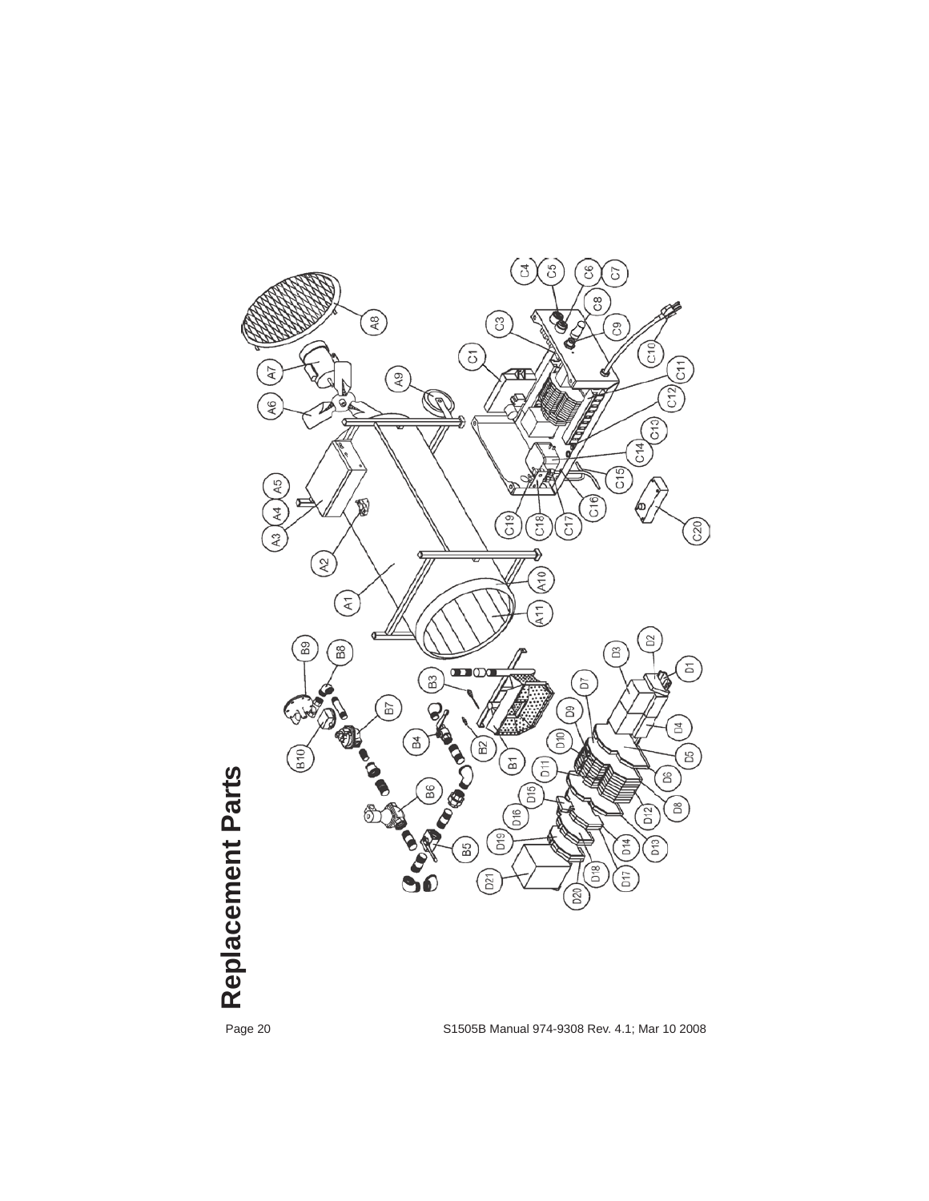# Replacement Parts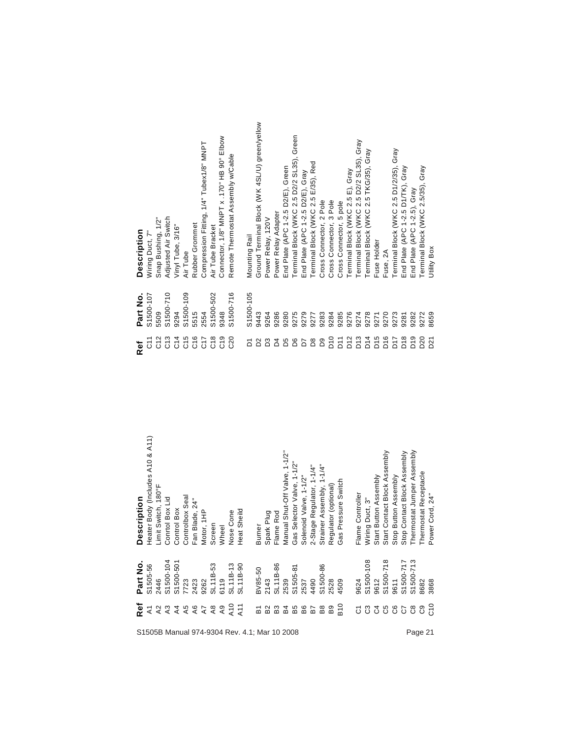| Ref | Part No. | Description |
|---|---|---|
| A1 | S1505-56 | Heater Body (Includes A10 & A11) |
| A2 | 2446 | Limit Switch, 180°F |
| A3 | S1500-104 | Conrtol Box Lid |
| A4 | S1500-501 | Control Box |
| A5 | 7723 | Controlbox Seal |
| A6 | 2423 | Fan Blade, 24" |
| A7 | 9262 | Motor, 1HP |
| A8 | SL11B-53 | Screen |
| A9 | 6119 | Wheel |
| A10 | SL11B-13 | Nose Cone |
| A11 | SL11B-90 | Heat Sheild |
| | | |
| B1 | BV85-50 | Burner |
| B2 | 2143 | Spark Plug |
| B3 | SL11B-86 | Flame Rod |
| B4 | 2539 | Manual Shut-Off Valve, 1-1/2" |
| B5 | S1505-81 | Gas Selector Valve, 1-1/2" |
| B6 | 2537 | Solenoid Valve, 1-1/2" |
| B7 | 4490 | 2-Stage Regulator, 1-1/4" |
| B8 | S1500-86 | Strainer Assembly, 1-1/4" |
| B9 | 2528 | Regulator (optional) |
| B10 | 4509 | Gas Pressure Switch |
| | | |
| C1 | 9624 | Flame Controller |
| C3 | S1500-108 | Wiring Duct, 3" |
| C4 | 9612 | Start Button Assembly |
| C5 | S1500-718 | Start Contact Block Assembly |
| C6 | 9611 | Stop Button Assembly |
| C7 | S1500-717 | Stop Contact Block Assembly |
| C8 | S1500-713 | Thermostat Jumper Assembly |
| C9 | 8682 | Thermostat Receptacle |
| C10 | 3868 | Power Cord, 24" |
| C11 | S1500-107 | Wiring Duct, 7" |
| C12 | 5509 | Snap Bushing, 1/2" |
| C13 | S1500-710 | Adjusted Air Switch |
| C14 | 9294 | Vinyl Tube, 3/16" |
| C15 | S1500-109 | Air Tube |
| C16 | 5515 | Rubber Grommet |
| C17 | 2554 | Compression Fitting, 1/4" Tubex1/8" MNPT |
| C18 | S1500-502 | Air Tube Bracket |
| C19 | 9348 | Connector, 1/8" MNPT x .170" HB 90° Elbow |
| C20 | S1500-716 | Remote Thermostat Assembly w/Cable |
| | | |
| D1 | S1500-105 | Mounting Rail |
| D2 | 9443 | Ground Terminal Block (WK 4SL/U) green/yellow |
| D3 | 9264 | Power Relay, 120V |
| D4 | 9286 | Power Relay Adapter |
| D5 | 9280 | End Plate (APC 1-2.5 D2/E), Green |
| D6 | 9275 | Terminal Block (WKC 2.5 D2/2 SL35), Green |
| D7 | 9279 | End Plate (APC 1-2.5 D2/E), Gray |
| D8 | 9277 | Terminal Block (WKC 2.5 E/35), Red |
| D9 | 9283 | Cross Connector, 2 Pole |
| D10 | 9284 | Cross Connector, 3 Pole |
| D11 | 9285 | Cross Connector, 5 pole |
| D12 | 9276 | Terminal Block (WKC 2.5 E), Gray |
| D13 | 9274 | Terminal Block (WKC 2.5 D2/2 SL35), Gray |
| D14 | 9278 | Terminal Block (WKC 2.5 TKG/35), Gray |
| D15 | 9271 | Fuse Holder |
| D16 | 9270 | Fuse, 2A |
| D17 | 9273 | Terminal Block (WKC 2.5 D1/2/35), Gray |
| D18 | 9281 | End Plate (APC 1-2.5 D1/TK), Gray |
| D19 | 9282 | End Plate (APC 1-2.5), Gray |
| D20 | 9272 | Terminal Block (WKC 2.5/35), Gray |
| D21 | 8659 | Utility Box |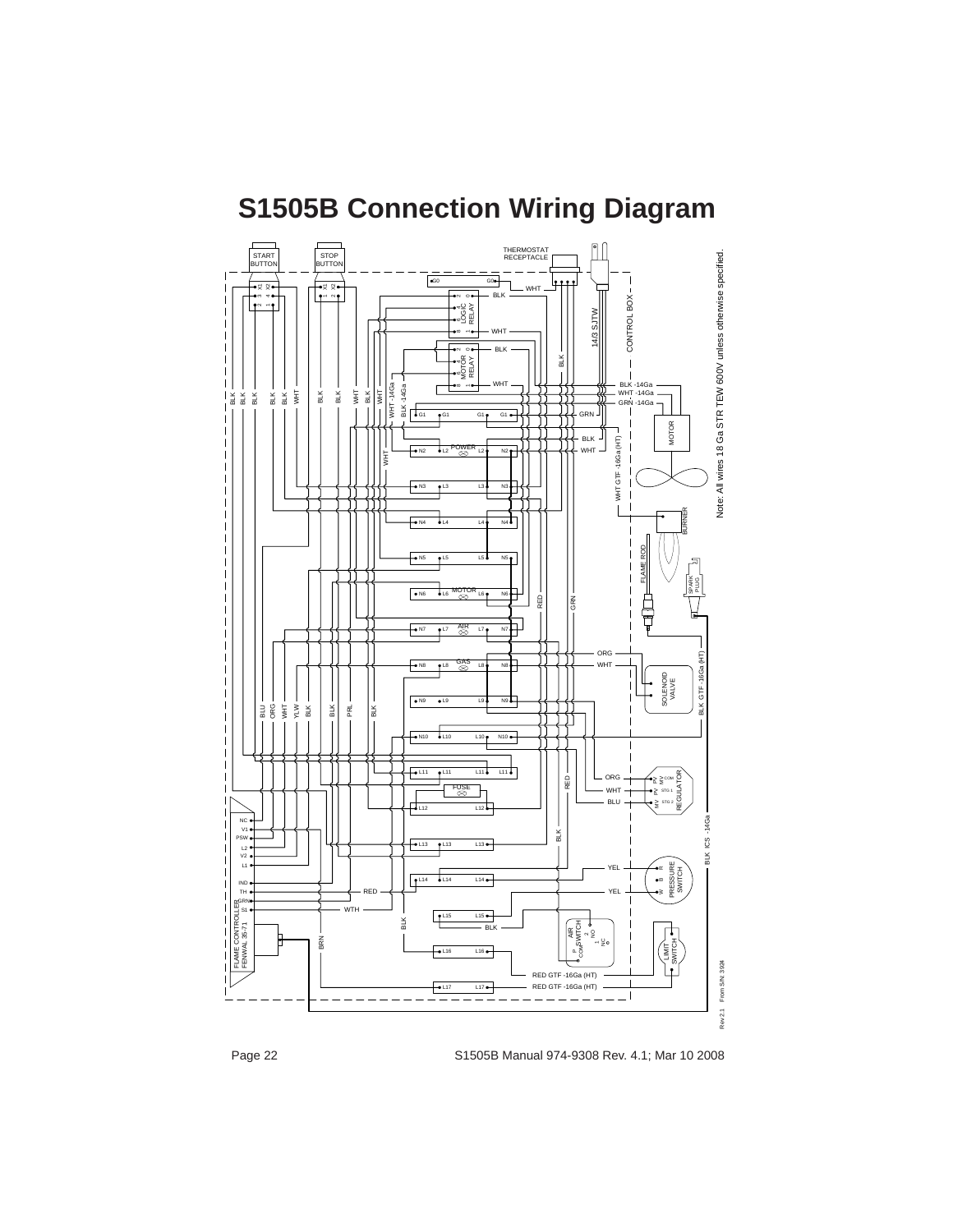# S1505B Connection Wiring Diagram

Note: All wires 18 Ga STR TEW 600V unless otherwise specified.

START BUTTON

STOP BUTTON

THERMOSTAT RECEPTACLE

LOGIC RELAY

MOTOR RELAY

14/3 SJTW

CONTROL BOX

BLK -14Ga

WHT -14Ga

GRN -14Ga

MOTOR

POWER

WHT GTF -16Ga (HT)

BURNER

FLAME ROD

SPARK PLUG

MOTOR

AIR

GAS

SOLENOID VALVE

BLK GTF -16Ga (HT)

FUSE

REGULATOR

BLK ICS -14Ga

PRESSURE SWITCH

AIR SWITCH

LIMIT SWITCH

FLAME CONTROLLER FENWAL 35-71

RED GTF -16Ga (HT)

RED GTF -16Ga (HT)

Rev 2.1 From S/N 3924

S1505B Manual 974-9308 Rev. 4.1; Mar 10 2008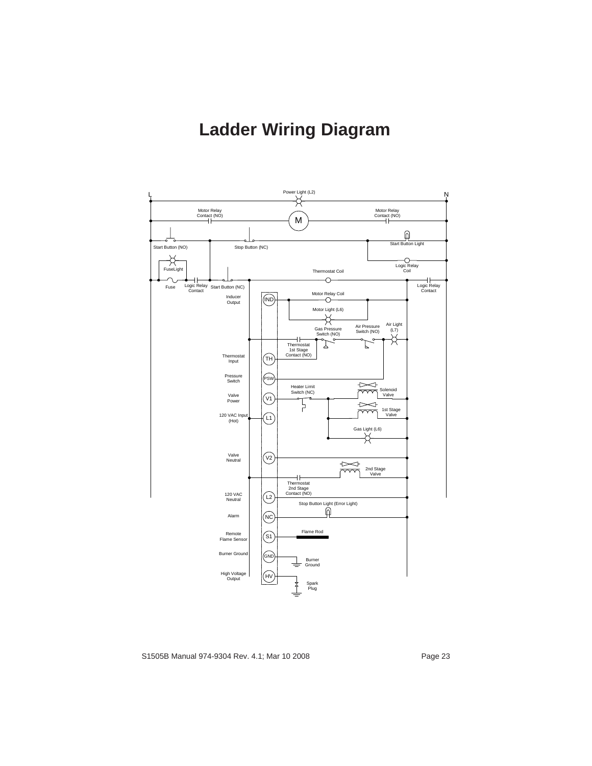# Ladder Wiring Diagram

L

Power Light (L2)

N

Motor Relay Contact (NO)

M

Motor Relay Contact (NO)

Start Button (NO)

Stop Button (NC)

Start Button Light

Logic Relay Coil

FuseLight

Thermostat Coil

Fuse

Logic Relay Contact

Start Button (NC)

Logic Relay Contact

Inducer Output

IND

Motor Relay Coil

Motor Light (L6)

Gas Pressure Switch (NO)

Air Pressure Switch (NO)

Air Light (L7)

Thermostat 1st Stage Contact (NO)

Thermostat Input

TH

Pressure Switch

PSW

Heater Limit Switch (NC)

Solenoid Valve

Valve Power

V1

1st Stage Valve

120 VAC Input (Hot)

L1

Gas Light (L6)

Valve Neutral

V2

2nd Stage Valve

Thermostat 2nd Stage Contact (NO)

120 VAC Neutral

L2

Stop Button Light (Error Light)

Alarm

NC

Flame Rod

Remote Flame Sensor

S1

Burner Ground

GND

Burner Ground

High Voltage Output

HV

Spark Plug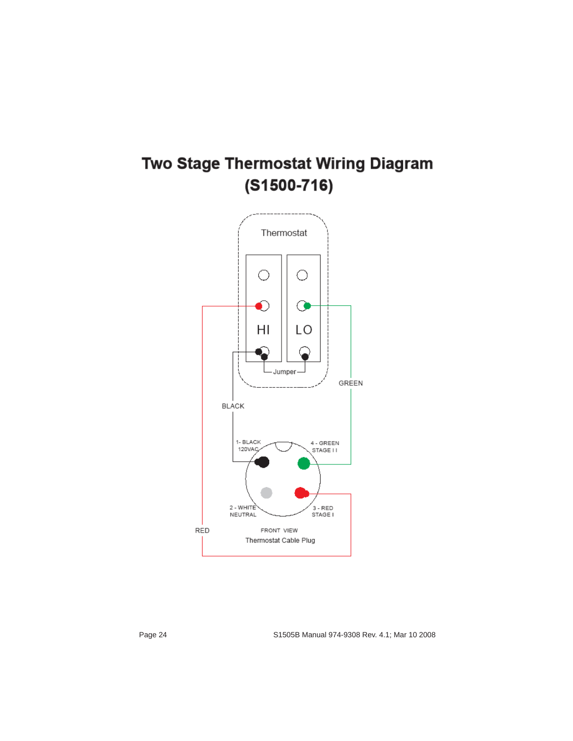# Two Stage Thermostat Wiring Diagram
# (S1500-716)

Thermostat

HI

LO

Jumper

GREEN

BLACK

RED

1- BLACK
120VAC

4 - GREEN
STAGE I I

2 - WHITE
NEUTRAL

3 - RED
STAGE I

FRONT VIEW

Thermostat Cable Plug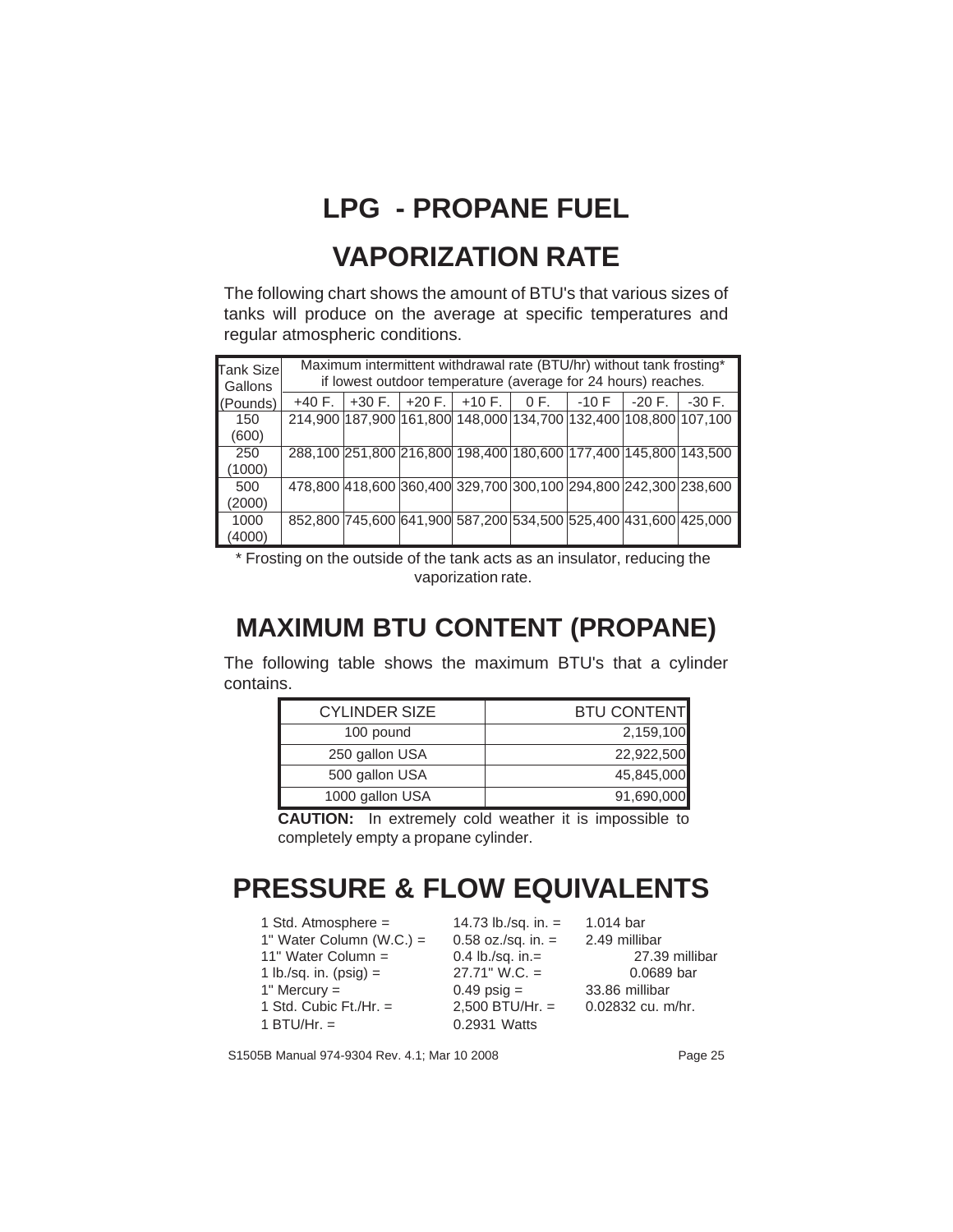# LPG - PROPANE FUEL

# VAPORIZATION RATE

The following chart shows the amount of BTU's that various sizes of tanks will produce on the average at specific temperatures and regular atmospheric conditions.

| Tank Size Gallons (Pounds) | Maximum intermittent withdrawal rate (BTU/hr) without tank frosting* if lowest outdoor temperature (average for 24 hours) reaches. | | | | | | | |
|---|---|---|---|---|---|---|---|---|
| | +40 F. | +30 F. | +20 F. | +10 F. | 0 F. | -10 F | -20 F. | -30 F. |
| 150 (600) | 214,900 | 187,900 | 161,800 | 148,000 | 134,700 | 132,400 | 108,800 | 107,100 |
| 250 (1000) | 288,100 | 251,800 | 216,800 | 198,400 | 180,600 | 177,400 | 145,800 | 143,500 |
| 500 (2000) | 478,800 | 418,600 | 360,400 | 329,700 | 300,100 | 294,800 | 242,300 | 238,600 |
| 1000 (4000) | 852,800 | 745,600 | 641,900 | 587,200 | 534,500 | 525,400 | 431,600 | 425,000 |

* Frosting on the outside of the tank acts as an insulator, reducing the vaporization rate.

# MAXIMUM BTU CONTENT (PROPANE)

The following table shows the maximum BTU's that a cylinder contains.

| CYLINDER SIZE | BTU CONTENT |
|---|---|
| 100 pound | 2,159,100 |
| 250 gallon USA | 22,922,500 |
| 500 gallon USA | 45,845,000 |
| 1000 gallon USA | 91,690,000 |

**CAUTION:** In extremely cold weather it is impossible to completely empty a propane cylinder.

# PRESSURE & FLOW EQUIVALENTS

| | | |
|---|---|---|
| 1 Std. Atmosphere = | 14.73 lb./sq. in. = | 1.014 bar |
| 1" Water Column (W.C.) = | 0.58 oz./sq. in. = | 2.49 millibar |
| 11" Water Column = | 0.4 lb./sq. in.= | 27.39 millibar |
| 1 lb./sq. in. (psig) = | 27.71" W.C. = | 0.0689 bar |
| 1" Mercury = | 0.49 psig = | 33.86 millibar |
| 1 Std. Cubic Ft./Hr. = | 2,500 BTU/Hr. = | 0.02832 cu. m/hr. |
| 1 BTU/Hr. = | 0.2931 Watts | |

S1505B Manual 974-9304 Rev. 4.1; Mar 10 2008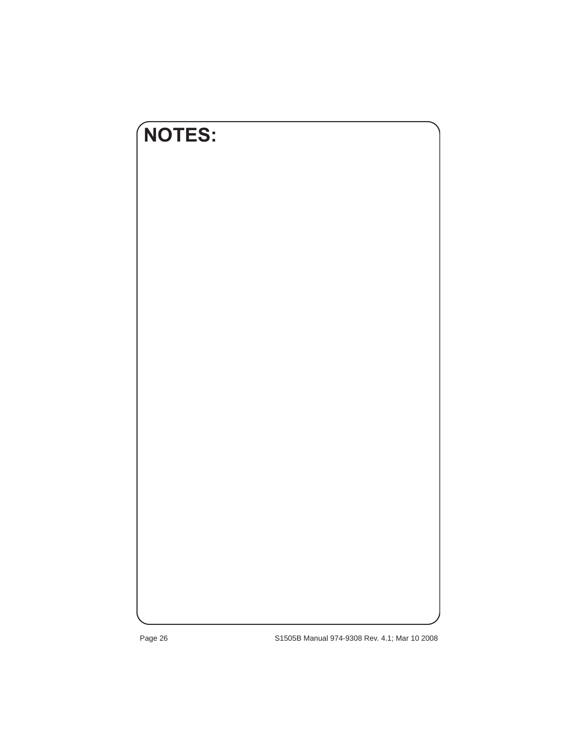# NOTES: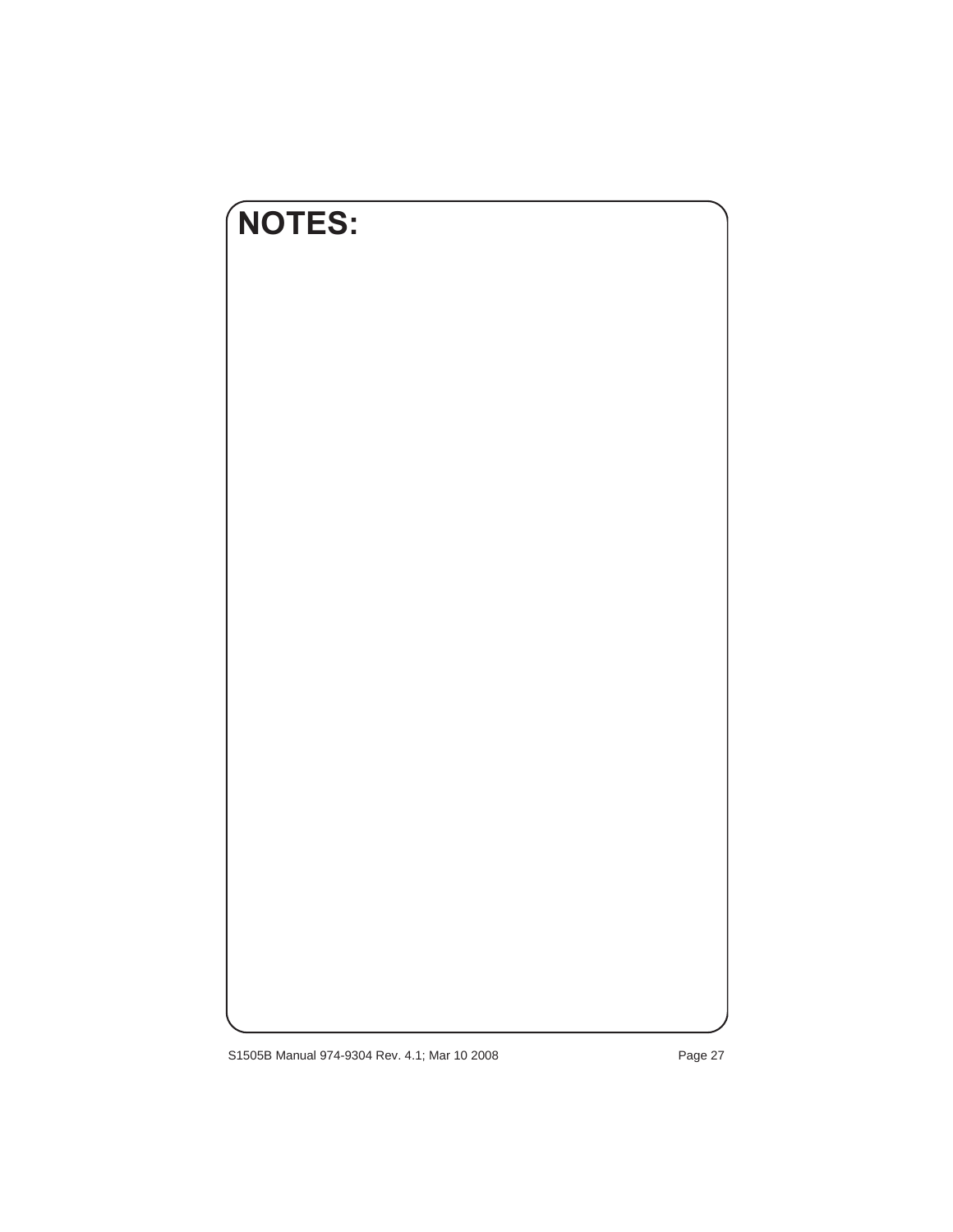# NOTES: